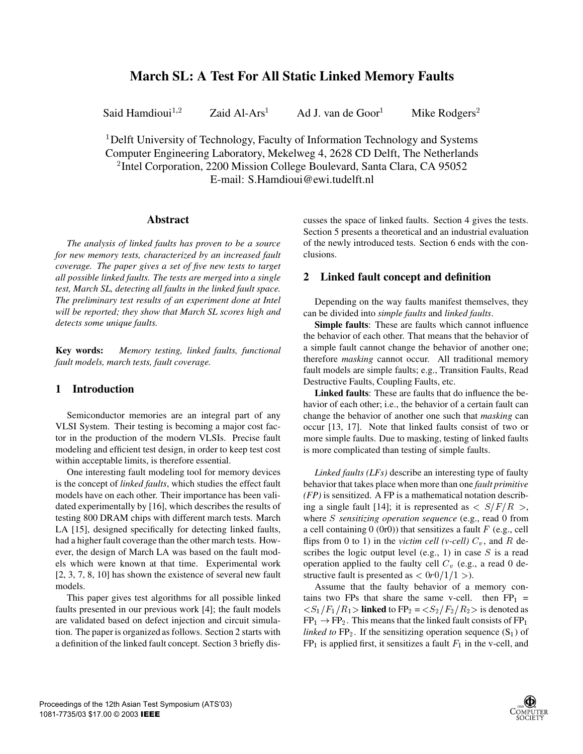# March SL: A Test For All Static Linked Memory Faults

Said Hamdioui[1,2] Zaid Al-Ars[1] Ad J. van de Goor[1] Mike Rodgers[2]

[1]Delft University of Technology, Faculty of Information Technology and Systems
Computer Engineering Laboratory, Mekelweg 4, 2628 CD Delft, The Netherlands
[2]Intel Corporation, 2200 Mission College Boulevard, Santa Clara, CA 95052
E-mail: S.Hamdioui@ewi.tudelft.nl

## Abstract

*The analysis of linked faults has proven to be a source for new memory tests, characterized by an increased fault coverage. The paper gives a set of five new tests to target all possible linked faults. The tests are merged into a single test, March SL, detecting all faults in the linked fault space. The preliminary test results of an experiment done at Intel will be reported; they show that March SL scores high and detects some unique faults.*

**Key words:** *Memory testing, linked faults, functional fault models, march tests, fault coverage.*

## 1 Introduction

Semiconductor memories are an integral part of any VLSI System. Their testing is becoming a major cost factor in the production of the modern VLSIs. Precise fault modeling and efficient test design, in order to keep test cost within acceptable limits, is therefore essential.

One interesting fault modeling tool for memory devices is the concept of *linked faults*, which studies the effect fault models have on each other. Their importance has been validated experimentally by [16], which describes the results of testing 800 DRAM chips with different march tests. March LA [15], designed specifically for detecting linked faults, had a higher fault coverage than the other march tests. However, the design of March LA was based on the fault models which were known at that time. Experimental work [2, 3, 7, 8, 10] has shown the existence of several new fault models.

This paper gives test algorithms for all possible linked faults presented in our previous work [4]; the fault models are validated based on defect injection and circuit simulation. The paper is organized as follows. Section 2 starts with a definition of the linked fault concept. Section 3 briefly discusses the space of linked faults. Section 4 gives the tests. Section 5 presents a theoretical and an industrial evaluation of the newly introduced tests. Section 6 ends with the conclusions.

## 2 Linked fault concept and definition

Depending on the way faults manifest themselves, they can be divided into *simple faults* and *linked faults*.

**Simple faults**: These are faults which cannot influence the behavior of each other. That means that the behavior of a simple fault cannot change the behavior of another one; therefore *masking* cannot occur. All traditional memory fault models are simple faults; e.g., Transition Faults, Read Destructive Faults, Coupling Faults, etc.

**Linked faults**: These are faults that do influence the behavior of each other; i.e., the behavior of a certain fault can change the behavior of another one such that *masking* can occur [13, 17]. Note that linked faults consist of two or more simple faults. Due to masking, testing of linked faults is more complicated than testing of simple faults.

*Linked faults (LFs)* describe an interesting type of faulty behavior that takes place when more than one *fault primitive (FP)* is sensitized. A FP is a mathematical notation describing a single fault [14]; it is represented as $< S/F/R >$, where $S$ *sensitizing operation sequence* (e.g., read 0 from a cell containing 0 (0r0)) that sensitizes a fault $F$ (e.g., cell flips from 0 to 1) in the *victim cell (v-cell)* $C_v$, and $R$ describes the logic output level (e.g., 1) in case $S$ is a read operation applied to the faulty cell $C_v$ (e.g., a read 0 destructive fault is presented as $< 0r0/1/1 >$).

Assume that the faulty behavior of a memory contains two FPs that share the same v-cell. then $\text{FP}_1$ = $<S_1/F_1/R_1>$ **linked** to $\text{FP}_2$ = $<S_2/F_2/R_2>$ is denoted as $\text{FP}_1 \rightarrow \text{FP}_2$. This means that the linked fault consists of $\text{FP}_1$ *linked to* $\text{FP}_2$. If the sensitizing operation sequence ($S_1$) of $\text{FP}_1$ is applied first, it sensitizes a fault $F_1$ in the v-cell, and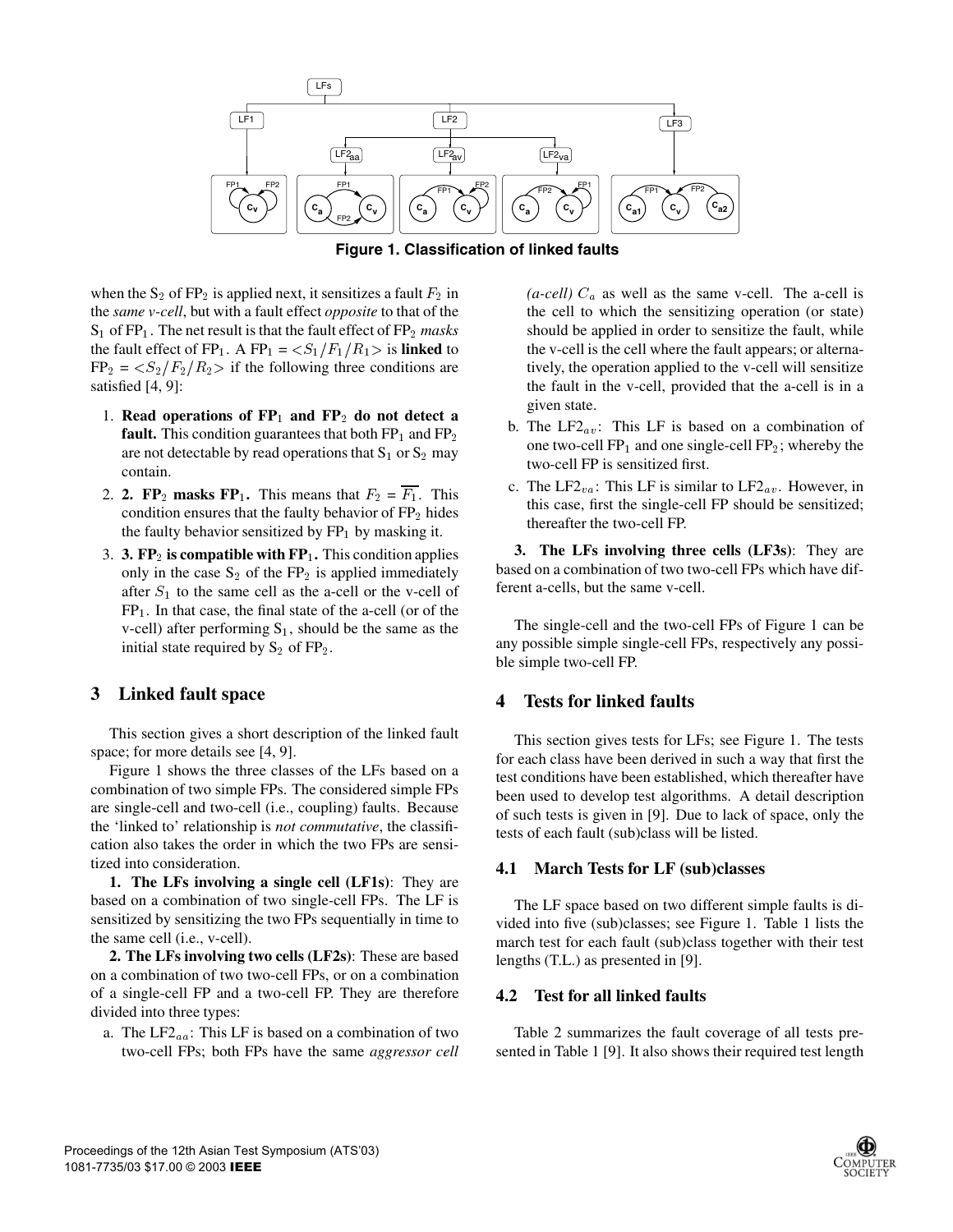Figure 1. Classification of linked faults

when the $S_2$ of $FP_2$ is applied next, it sensitizes a fault $F_2$ in the *same v-cell*, but with a fault effect *opposite* to that of the $S_1$ of $FP_1$. The net result is that the fault effect of $FP_2$ *masks* the fault effect of $FP_1$. A $FP_1 = <S_1/F_1/R_1>$ is **linked** to $FP_2 = <S_2/F_2/R_2>$ if the following three conditions are satisfied [4, 9]:

1. **Read operations of $FP_1$ and $FP_2$ do not detect a fault.** This condition guarantees that both $FP_1$ and $FP_2$ are not detectable by read operations that $S_1$ or $S_2$ may contain.
2. **2. $FP_2$ masks $FP_1$.** This means that $F_2 = \overline{F_1}$. This condition ensures that the faulty behavior of $FP_2$ hides the faulty behavior sensitized by $FP_1$ by masking it.
3. **3. $FP_2$ is compatible with $FP_1$.** This condition applies only in the case $S_2$ of the $FP_2$ is applied immediately after $S_1$ to the same cell as the a-cell or the v-cell of $FP_1$. In that case, the final state of the a-cell (or of the v-cell) after performing $S_1$, should be the same as the initial state required by $S_2$ of $FP_2$.

## 3 Linked fault space

This section gives a short description of the linked fault space; for more details see [4, 9].

Figure 1 shows the three classes of the LFs based on a combination of two simple FPs. The considered simple FPs are single-cell and two-cell (i.e., coupling) faults. Because the 'linked to' relationship is *not commutative*, the classification also takes the order in which the two FPs are sensitized into consideration.

**1. The LFs involving a single cell (LF1s)**: They are based on a combination of two single-cell FPs. The LF is sensitized by sensitizing the two FPs sequentially in time to the same cell (i.e., v-cell).

**2. The LFs involving two cells (LF2s)**: These are based on a combination of two two-cell FPs, or on a combination of a single-cell FP and a two-cell FP. They are therefore divided into three types:

a. The $LF2_{aa}$: This LF is based on a combination of two two-cell FPs; both FPs have the same *aggressor cell (a-cell)* $C_a$ as well as the same v-cell. The a-cell is the cell to which the sensitizing operation (or state) should be applied in order to sensitize the fault, while the v-cell is the cell where the fault appears; or alternatively, the operation applied to the v-cell will sensitize the fault in the v-cell, provided that the a-cell is in a given state.

b. The $LF2_{av}$: This LF is based on a combination of one two-cell $FP_1$ and one single-cell $FP_2$; whereby the two-cell FP is sensitized first.

c. The $LF2_{va}$: This LF is similar to $LF2_{av}$. However, in this case, first the single-cell FP should be sensitized; thereafter the two-cell FP.

**3. The LFs involving three cells (LF3s)**: They are based on a combination of two two-cell FPs which have different a-cells, but the same v-cell.

The single-cell and the two-cell FPs of Figure 1 can be any possible simple single-cell FPs, respectively any possible simple two-cell FP.

## 4 Tests for linked faults

This section gives tests for LFs; see Figure 1. The tests for each class have been derived in such a way that first the test conditions have been established, which thereafter have been used to develop test algorithms. A detail description of such tests is given in [9]. Due to lack of space, only the tests of each fault (sub)class will be listed.

### 4.1 March Tests for LF (sub)classes

The LF space based on two different simple faults is divided into five (sub)classes; see Figure 1. Table 1 lists the march test for each fault (sub)class together with their test lengths (T.L.) as presented in [9].

### 4.2 Test for all linked faults

Table 2 summarizes the fault coverage of all tests presented in Table 1 [9]. It also shows their required test length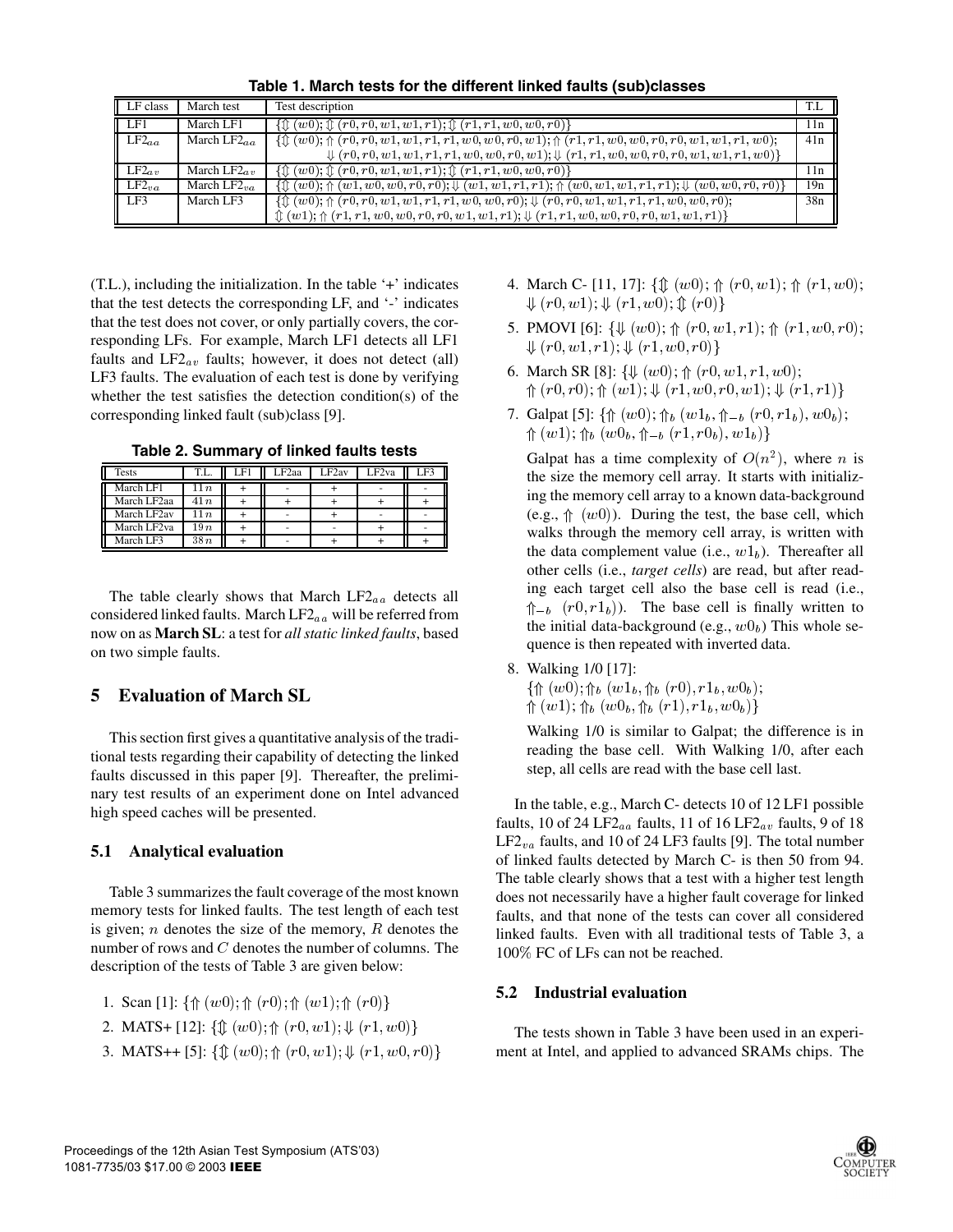**Table 1. March tests for the different linked faults (sub)classes**

| LF class | March test | Test description | T.L |
|---|---|---|---|
| LF1 | March LF1 | $\{\Updownarrow(w0); \Updownarrow(r0, r0, w1, w1, r1); \Updownarrow(r1, r1, w0, w0, r0)\}$ | 11n |
| $LF2_{aa}$ | March $LF2_{aa}$ | $\{\Updownarrow(w0); \Uparrow(r0, r0, w1, w1, r1, r1, w0, w0, r0, w1); \Uparrow(r1, r1, w0, w0, r0, r0, w1, w1, r1, w0);$ $\Downarrow(r0, r0, w1, w1, r1, r1, w0, w0, r0, w1); \Downarrow(r1, r1, w0, w0, r0, r0, w1, w1, r1, w0)\}$ | 41n |
| $LF2_{av}$ | March $LF2_{av}$ | $\{\Updownarrow(w0); \Updownarrow(r0, r0, w1, w1, r1); \Updownarrow(r1, r1, w0, w0, r0)\}$ | 11n |
| $LF2_{va}$ | March $LF2_{va}$ | $\{\Updownarrow(w0); \Uparrow(w1, w0, w0, r0, r0); \Downarrow(w1, w1, r1, r1); \Uparrow(w0, w1, w1, r1, r1); \Downarrow(w0, w0, r0, r0)\}$ | 19n |
| LF3 | March LF3 | $\{\Updownarrow(w0); \Uparrow(r0, r0, w1, w1, r1, r1, w0, w0, r0); \Downarrow(r0, r0, w1, w1, r1, r1, w0, w0, r0);$ $\Updownarrow(w1); \Uparrow(r1, r1, w0, w0, r0, r0, w1, w1, r1); \Downarrow(r1, r1, w0, w0, r0, r0, w1, w1, r1)\}$ | 38n |

(T.L.), including the initialization. In the table '+' indicates that the test detects the corresponding LF, and '-' indicates that the test does not cover, or only partially covers, the corresponding LFs. For example, March LF1 detects all LF1 faults and $LF2_{av}$ faults; however, it does not detect (all) LF3 faults. The evaluation of each test is done by verifying whether the test satisfies the detection condition(s) of the corresponding linked fault (sub)class [9].

**Table 2. Summary of linked faults tests**

| Tests | T.L. | LF1 | LF2aa | LF2av | LF2va | LF3 |
|---|---|---|---|---|---|---|
| March LF1 | $11n$ | + | - | + | - | - |
| March LF2aa | $41n$ | + | + | + | + | + |
| March LF2av | $11n$ | + | - | + | - | - |
| March LF2va | $19n$ | + | - | - | + | - |
| March LF3 | $38n$ | + | - | + | + | + |

The table clearly shows that March $LF2_{aa}$ detects all considered linked faults. March $LF2_{aa}$ will be referred from now on as **March SL**: a test for *all static linked faults*, based on two simple faults.

## 5 Evaluation of March SL

This section first gives a quantitative analysis of the traditional tests regarding their capability of detecting the linked faults discussed in this paper [9]. Thereafter, the preliminary test results of an experiment done on Intel advanced high speed caches will be presented.

### 5.1 Analytical evaluation

Table 3 summarizes the fault coverage of the most known memory tests for linked faults. The test length of each test is given; $n$ denotes the size of the memory, $R$ denotes the number of rows and $C$ denotes the number of columns. The description of the tests of Table 3 are given below:

1. Scan [1]: $\{\Uparrow(w0); \Uparrow(r0); \Uparrow(w1); \Uparrow(r0)\}$
2. MATS+ [12]: $\{\Updownarrow(w0); \Uparrow(r0, w1); \Downarrow(r1, w0)\}$
3. MATS++ [5]: $\{\Updownarrow(w0); \Uparrow(r0, w1); \Downarrow(r1, w0, r0)\}$
4. March C- [11, 17]: $\{\Updownarrow(w0); \Uparrow(r0, w1); \Uparrow(r1, w0); \Downarrow(r0, w1); \Downarrow(r1, w0); \Updownarrow(r0)\}$
5. PMOVI [6]: $\{\Downarrow(w0); \Uparrow(r0, w1, r1); \Uparrow(r1, w0, r0); \Downarrow(r0, w1, r1); \Downarrow(r1, w0, r0)\}$
6. March SR [8]: $\{\Downarrow(w0); \Uparrow(r0, w1, r1, w0); \Uparrow(r0, r0); \Uparrow(w1); \Downarrow(r1, w0, r0, w1); \Downarrow(r1, r1)\}$
7. Galpat [5]: $\{\Uparrow(w0); \Uparrow_b(w1_b, \Uparrow_{-b}(r0, r1_b), w0_b); \Uparrow(w1); \Uparrow_b(w0_b, \Uparrow_{-b}(r1, r0_b), w1_b)\}$

   Galpat has a time complexity of $O(n^2)$, where $n$ is the size the memory cell array. It starts with initializing the memory cell array to a known data-background (e.g., $\Uparrow(w0)$). During the test, the base cell, which walks through the memory cell array, is written with the data complement value (i.e., $w1_b$). Thereafter all other cells (i.e., *target cells*) are read, but after reading each target cell also the base cell is read (i.e., $\Uparrow_{-b}(r0, r1_b)$). The base cell is finally written to the initial data-background (e.g., $w0_b$) This whole sequence is then repeated with inverted data.

8. Walking 1/0 [17]: $\{\Uparrow(w0); \Uparrow_b(w1_b, \Uparrow_b(r0), r1_b, w0_b); \Uparrow(w1); \Uparrow_b(w0_b, \Uparrow_b(r1), r1_b, w0_b)\}$

   Walking 1/0 is similar to Galpat; the difference is in reading the base cell. With Walking 1/0, after each step, all cells are read with the base cell last.

In the table, e.g., March C- detects 10 of 12 LF1 possible faults, 10 of 24 $LF2_{aa}$ faults, 11 of 16 $LF2_{av}$ faults, 9 of 18 $LF2_{va}$ faults, and 10 of 24 LF3 faults [9]. The total number of linked faults detected by March C- is then 50 from 94. The table clearly shows that a test with a higher test length does not necessarily have a higher fault coverage for linked faults, and that none of the tests can cover all considered linked faults. Even with all traditional tests of Table 3, a 100% FC of LFs can not be reached.

### 5.2 Industrial evaluation

The tests shown in Table 3 have been used in an experiment at Intel, and applied to advanced SRAMs chips. The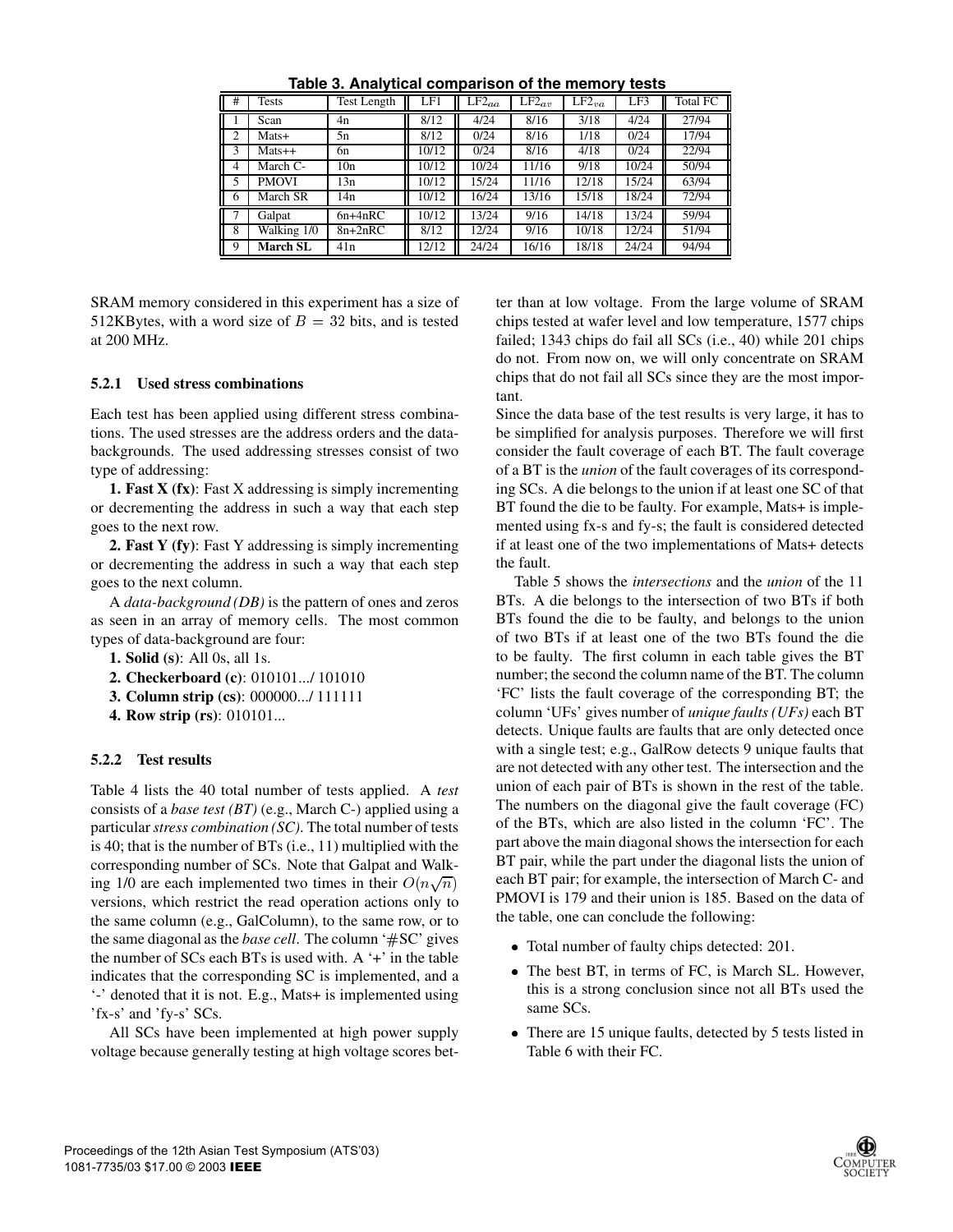**Table 3. Analytical comparison of the memory tests**

| # | Tests | Test Length | LF1 | $LF2_{aa}$ | $LF2_{av}$ | $LF2_{va}$ | LF3 | Total FC |
|---|---|---|---|---|---|---|---|---|
| 1 | Scan | 4n | 8/12 | 4/24 | 8/16 | 3/18 | 4/24 | 27/94 |
| 2 | Mats+ | 5n | 8/12 | 0/24 | 8/16 | 1/18 | 0/24 | 17/94 |
| 3 | Mats++ | 6n | 10/12 | 0/24 | 8/16 | 4/18 | 0/24 | 22/94 |
| 4 | March C- | 10n | 10/12 | 10/24 | 11/16 | 9/18 | 10/24 | 50/94 |
| 5 | PMOVI | 13n | 10/12 | 15/24 | 11/16 | 12/18 | 15/24 | 63/94 |
| 6 | March SR | 14n | 10/12 | 16/24 | 13/16 | 15/18 | 18/24 | 72/94 |
| 7 | Galpat | 6n+4nRC | 10/12 | 13/24 | 9/16 | 14/18 | 13/24 | 59/94 |
| 8 | Walking 1/0 | 8n+2nRC | 8/12 | 12/24 | 9/16 | 10/18 | 12/24 | 51/94 |
| 9 | **March SL** | 41n | 12/12 | 24/24 | 16/16 | 18/18 | 24/24 | 94/94 |

SRAM memory considered in this experiment has a size of 512KBytes, with a word size of $B = 32$ bits, and is tested at 200 MHz.

#### 5.2.1 Used stress combinations

Each test has been applied using different stress combinations. The used stresses are the address orders and the data-backgrounds. The used addressing stresses consist of two type of addressing:

**1. Fast X (fx)**: Fast X addressing is simply incrementing or decrementing the address in such a way that each step goes to the next row.

**2. Fast Y (fy)**: Fast Y addressing is simply incrementing or decrementing the address in such a way that each step goes to the next column.

A *data-background (DB)* is the pattern of ones and zeros as seen in an array of memory cells. The most common types of data-background are four:

**1. Solid (s)**: All 0s, all 1s.

**2. Checkerboard (c)**: 010101.../ 101010

**3. Column strip (cs)**: 000000.../ 111111

**4. Row strip (rs)**: 010101...

#### 5.2.2 Test results

Table 4 lists the 40 total number of tests applied. A *test* consists of a *base test (BT)* (e.g., March C-) applied using a particular *stress combination (SC)*. The total number of tests is 40; that is the number of BTs (i.e., 11) multiplied with the corresponding number of SCs. Note that Galpat and Walking 1/0 are each implemented two times in their $O(n\sqrt{n})$ versions, which restrict the read operation actions only to the same column (e.g., GalColumn), to the same row, or to the same diagonal as the *base cell*. The column '#SC' gives the number of SCs each BTs is used with. A '+' in the table indicates that the corresponding SC is implemented, and a '-' denoted that it is not. E.g., Mats+ is implemented using 'fx-s' and 'fy-s' SCs.

All SCs have been implemented at high power supply voltage because generally testing at high voltage scores better than at low voltage. From the large volume of SRAM chips tested at wafer level and low temperature, 1577 chips failed; 1343 chips do fail all SCs (i.e., 40) while 201 chips do not. From now on, we will only concentrate on SRAM chips that do not fail all SCs since they are the most important.

Since the data base of the test results is very large, it has to be simplified for analysis purposes. Therefore we will first consider the fault coverage of each BT. The fault coverage of a BT is the *union* of the fault coverages of its corresponding SCs. A die belongs to the union if at least one SC of that BT found the die to be faulty. For example, Mats+ is implemented using fx-s and fy-s; the fault is considered detected if at least one of the two implementations of Mats+ detects the fault.

Table 5 shows the *intersections* and the *union* of the 11 BTs. A die belongs to the intersection of two BTs if both BTs found the die to be faulty, and belongs to the union of two BTs if at least one of the two BTs found the die to be faulty. The first column in each table gives the BT number; the second the column name of the BT. The column 'FC' lists the fault coverage of the corresponding BT; the column 'UFs' gives number of *unique faults (UFs)* each BT detects. Unique faults are faults that are only detected once with a single test; e.g., GalRow detects 9 unique faults that are not detected with any other test. The intersection and the union of each pair of BTs is shown in the rest of the table. The numbers on the diagonal give the fault coverage (FC) of the BTs, which are also listed in the column 'FC'. The part above the main diagonal shows the intersection for each BT pair, while the part under the diagonal lists the union of each BT pair; for example, the intersection of March C- and PMOVI is 179 and their union is 185. Based on the data of the table, one can conclude the following:

- Total number of faulty chips detected: 201.
- The best BT, in terms of FC, is March SL. However, this is a strong conclusion since not all BTs used the same SCs.
- There are 15 unique faults, detected by 5 tests listed in Table 6 with their FC.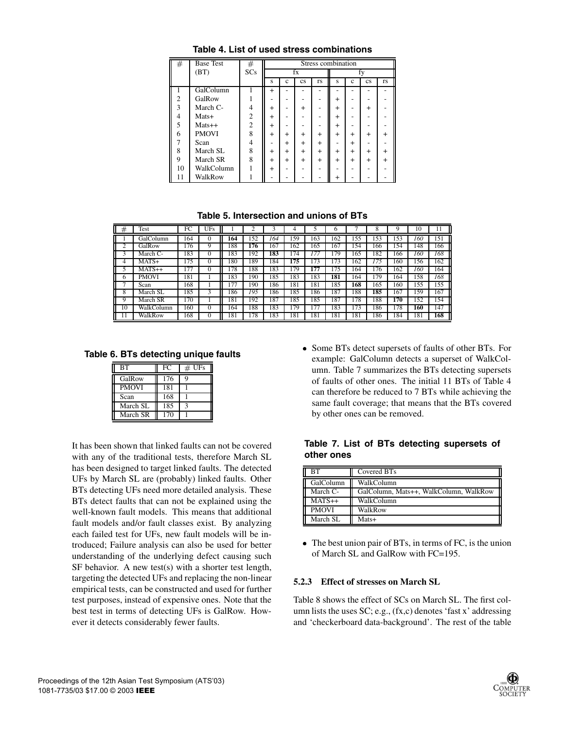**Table 4. List of used stress combinations**

| # | Base Test (BT) | # SCs | Stress combination | | | | | | | |
|---|---|---|---|---|---|---|---|---|---|---|
| | | | fx | | | | fy | | | |
| | | | s | c | cs | rs | s | c | cs | rs |
| 1 | GalColumn | 1 | + | - | - | - | - | - | - | - |
| 2 | GalRow | 1 | - | - | - | - | + | - | - | - |
| 3 | March C- | 4 | + | - | + | - | + | - | + | - |
| 4 | Mats+ | 2 | + | - | - | - | + | - | - | - |
| 5 | Mats++ | 2 | + | - | - | - | + | - | - | - |
| 6 | PMOVI | 8 | + | + | + | + | + | + | + | + |
| 7 | Scan | 4 | - | + | + | + | - | + | - | - |
| 8 | March SL | 8 | + | + | + | + | + | + | + | + |
| 9 | March SR | 8 | + | + | + | + | + | + | + | + |
| 10 | WalkColumn | 1 | + | - | - | - | - | - | - | - |
| 11 | WalkRow | 1 | - | - | - | - | + | - | - | - |

**Table 5. Intersection and unions of BTs**

| # | Test | FC | UFs | 1 | 2 | 3 | 4 | 5 | 6 | 7 | 8 | 9 | 10 | 11 |
|---|---|---|---|---|---|---|---|---|---|---|---|---|---|---|
| 1 | GalColumn | 164 | 0 | **164** | 152 | *164* | 159 | 163 | 162 | 155 | 153 | 153 | *160* | 151 |
| 2 | GalRow | 176 | 9 | 188 | **176** | 167 | 162 | 165 | 167 | 154 | 166 | 154 | 148 | 166 |
| 3 | March C- | 183 | 0 | 183 | 192 | **183** | 174 | *177* | 179 | 165 | 182 | 166 | *160* | *168* |
| 4 | MATS+ | 175 | 0 | 180 | 189 | 184 | **175** | 173 | 173 | 162 | *175* | 160 | 156 | 162 |
| 5 | MATS++ | 177 | 0 | 178 | 188 | 183 | 179 | **177** | 175 | 164 | 176 | 162 | *160* | 164 |
| 6 | PMOVI | 181 | 1 | 183 | 190 | 185 | 183 | 183 | **181** | 164 | 179 | 164 | 158 | *168* |
| 7 | Scan | 168 | 1 | 177 | 190 | 186 | 181 | 181 | 185 | **168** | 165 | 160 | 155 | 155 |
| 8 | March SL | 185 | 3 | 186 | *195* | 186 | 185 | 186 | 187 | 188 | **185** | 167 | 159 | 167 |
| 9 | March SR | 170 | 1 | 181 | 192 | 187 | 185 | 185 | 187 | 178 | 188 | **170** | 152 | 154 |
| 10 | WalkColumn | 160 | 0 | 164 | 188 | 183 | 179 | 177 | 183 | 173 | 186 | 178 | **160** | 147 |
| 11 | WalkRow | 168 | 0 | 181 | 178 | 183 | 181 | 181 | 181 | 181 | 186 | 184 | 181 | **168** |

**Table 6. BTs detecting unique faults**

| BT | FC | # UFs |
|---|---|---|
| GalRow | 176 | 9 |
| PMOVI | 181 | 1 |
| Scan | 168 | 1 |
| March SL | 185 | 3 |
| March SR | 170 | 1 |

It has been shown that linked faults can not be covered with any of the traditional tests, therefore March SL has been designed to target linked faults. The detected UFs by March SL are (probably) linked faults. Other BTs detecting UFs need more detailed analysis. These BTs detect faults that can not be explained using the well-known fault models. This means that additional fault models and/or fault classes exist. By analyzing each failed test for UFs, new fault models will be introduced; Failure analysis can also be used for better understanding of the underlying defect causing such SF behavior. A new test(s) with a shorter test length, targeting the detected UFs and replacing the non-linear empirical tests, can be constructed and used for further test purposes, instead of expensive ones. Note that the best test in terms of detecting UFs is GalRow. However it detects considerably fewer faults.

- Some BTs detect supersets of faults of other BTs. For example: GalColumn detects a superset of WalkColumn. Table 7 summarizes the BTs detecting supersets of faults of other ones. The initial 11 BTs of Table 4 can therefore be reduced to 7 BTs while achieving the same fault coverage; that means that the BTs covered by other ones can be removed.

**Table 7. List of BTs detecting supersets of other ones**

| BT | Covered BTs |
|---|---|
| GalColumn | WalkColumn |
| March C- | GalColumn, Mats++, WalkColumn, WalkRow |
| MATS++ | WalkColumn |
| PMOVI | WalkRow |
| March SL | Mats+ |

- The best union pair of BTs, in terms of FC, is the union of March SL and GalRow with FC=195.

### 5.2.3 Effect of stresses on March SL

Table 8 shows the effect of SCs on March SL. The first column lists the uses SC; e.g., (fx,c) denotes 'fast x' addressing and 'checkerboard data-background'. The rest of the table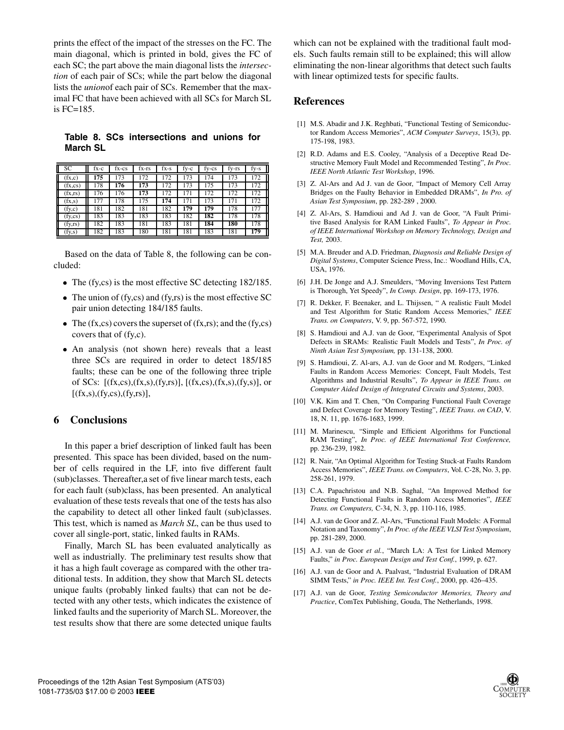prints the effect of the impact of the stresses on the FC. The main diagonal, which is printed in bold, gives the FC of each SC; the part above the main diagonal lists the *intersection* of each pair of SCs; while the part below the diagonal lists the *union*of each pair of SCs. Remember that the maximal FC that have been achieved with all SCs for March SL is FC=185.

**Table 8. SCs intersections and unions for March SL**

| SC | fx-c | fx-cs | fx-rs | fx-s | fy-c | fy-cs | fy-rs | fy-s |
|---|---|---|---|---|---|---|---|---|
| (fx,c) | **175** | 173 | 172 | 172 | 173 | 174 | 173 | 172 |
| (fx,cs) | 178 | **176** | 173 | 172 | 173 | 175 | 173 | 172 |
| (fx,rs) | 176 | 176 | **173** | 172 | 171 | 172 | 172 | 172 |
| (fx,s) | 177 | 178 | 175 | **174** | 171 | 173 | 171 | 172 |
| (fy,c) | 181 | 182 | 181 | 182 | **179** | 179 | 178 | 177 |
| (fy,cs) | 183 | 183 | 183 | 183 | 182 | **182** | 178 | 178 |
| (fy,rs) | 182 | 183 | 181 | 183 | 181 | 184 | **180** | 178 |
| (fy,s) | 182 | 183 | 180 | 181 | 181 | 183 | 181 | **179** |

Based on the data of Table 8, the following can be concluded:

- The (fy,cs) is the most effective SC detecting 182/185.
- The union of (fy,cs) and (fy,rs) is the most effective SC pair union detecting 184/185 faults.
- The (fx,cs) covers the superset of (fx,rs); and the (fy,cs) covers that of (fy,c).
- An analysis (not shown here) reveals that a least three SCs are required in order to detect 185/185 faults; these can be one of the following three triple of SCs: [(fx,cs),(fx,s),(fy,rs)], [(fx,cs),(fx,s),(fy,s)], or [(fx,s),(fy,cs),(fy,rs)],

## 6 Conclusions

In this paper a brief description of linked fault has been presented. This space has been divided, based on the number of cells required in the LF, into five different fault (sub)classes. Thereafter,a set of five linear march tests, each for each fault (sub)class, has been presented. An analytical evaluation of these tests reveals that one of the tests has also the capability to detect all other linked fault (sub)classes. This test, which is named as *March SL*, can be thus used to cover all single-port, static, linked faults in RAMs.

Finally, March SL has been evaluated analytically as well as industrially. The preliminary test results show that it has a high fault coverage as compared with the other traditional tests. In addition, they show that March SL detects unique faults (probably linked faults) that can not be detected with any other tests, which indicates the existence of linked faults and the superiority of March SL. Moreover, the test results show that there are some detected unique faults which can not be explained with the traditional fault models. Such faults remain still to be explained; this will allow eliminating the non-linear algorithms that detect such faults with linear optimized tests for specific faults.

## References

[1] M.S. Abadir and J.K. Reghbati, "Functional Testing of Semiconductor Random Access Memories", *ACM Computer Surveys*, 15(3), pp. 175-198, 1983.

[2] R.D. Adams and E.S. Cooley, "Analysis of a Deceptive Read Destructive Memory Fault Model and Recommended Testing", *In Proc. IEEE North Atlantic Test Workshop*, 1996.

[3] Z. Al-Ars and Ad J. van de Goor, "Impact of Memory Cell Array Bridges on the Faulty Behavior in Embedded DRAMs", *In Pro. of Asian Test Symposium*, pp. 282-289 , 2000.

[4] Z. Al-Ars, S. Hamdioui and Ad J. van de Goor, "A Fault Primitive Based Analysis for RAM Linked Faults", *To Appear in Proc. of IEEE International Workshop on Memory Technology, Design and Test,* 2003.

[5] M.A. Breuder and A.D. Friedman, *Diagnosis and Reliable Design of Digital Systems*, Computer Science Press, Inc.: Woodland Hills, CA, USA, 1976.

[6] J.H. De Jonge and A.J. Smeulders, "Moving Inversions Test Pattern is Thorough, Yet Speedy", *In Comp. Design*, pp. 169-173, 1976.

[7] R. Dekker, F. Beenaker, and L. Thijssen, " A realistic Fault Model and Test Algorithm for Static Random Access Memories," *IEEE Trans. on Computers*, V. 9, pp. 567-572, 1990.

[8] S. Hamdioui and A.J. van de Goor, "Experimental Analysis of Spot Defects in SRAMs: Realistic Fault Models and Tests", *In Proc. of Ninth Asian Test Symposium,* pp. 131-138, 2000.

[9] S. Hamdioui, Z. Al-ars, A.J. van de Goor and M. Rodgers, "Linked Faults in Random Access Memories: Concept, Fault Models, Test Algorithms and Industrial Results", *To Appear in IEEE Trans. on Computer Aided Design of Integrated Circuits and Systems*, 2003.

[10] V.K. Kim and T. Chen, "On Comparing Functional Fault Coverage and Defect Coverage for Memory Testing", *IEEE Trans. on CAD*, V. 18, N. 11, pp. 1676-1683, 1999.

[11] M. Marinescu, "Simple and Efficient Algorithms for Functional RAM Testing", *In Proc. of IEEE International Test Conference,* pp. 236-239, 1982.

[12] R. Nair, "An Optimal Algorithm for Testing Stuck-at Faults Random Access Memories", *IEEE Trans. on Computers*, Vol. C-28, No. 3, pp. 258-261, 1979.

[13] C.A. Papachristou and N.B. Saghal, "An Improved Method for Detecting Functional Faults in Random Access Memories", *IEEE Trans. on Computers,* C-34, N. 3, pp. 110-116, 1985.

[14] A.J. van de Goor and Z. Al-Ars, "Functional Fault Models: A Formal Notation and Taxonomy", *In Proc. of the IEEE VLSI Test Symposium*, pp. 281-289, 2000.

[15] A.J. van de Goor *et al.*, "March LA: A Test for Linked Memory Faults," *in Proc. European Design and Test Conf.*, 1999, p. 627.

[16] A.J. van de Goor and A. Paalvast, "Industrial Evaluation of DRAM SIMM Tests," *in Proc. IEEE Int. Test Conf.*, 2000, pp. 426–435.

[17] A.J. van de Goor, *Testing Semiconductor Memories, Theory and Practice*, ComTex Publishing, Gouda, The Netherlands, 1998.